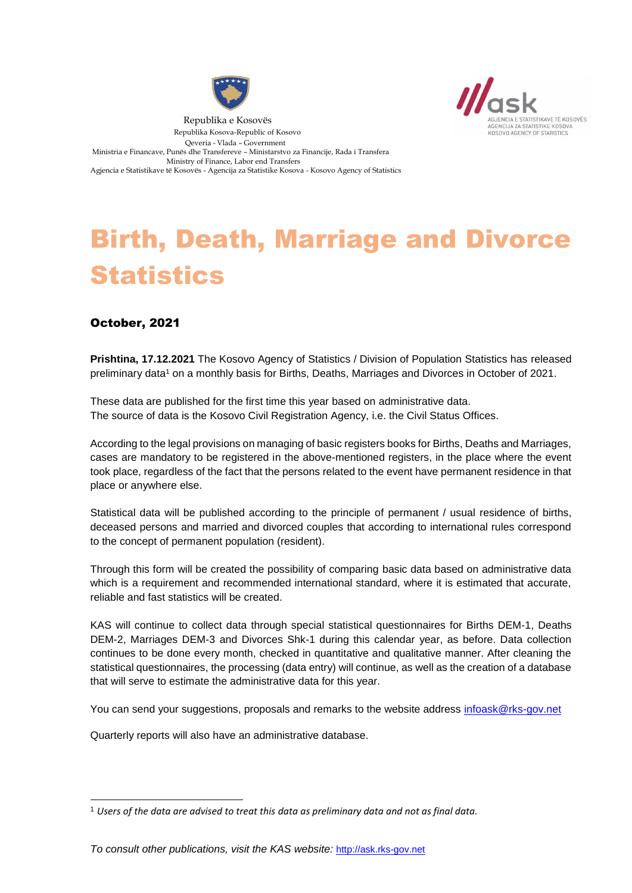Republika e Kosovës
Republika Kosova-Republic of Kosovo
Qeveria - Vlada – Government
Ministria e Financave, Punës dhe Transfereve – Ministarstvo za Financije, Rada i Transfera
Ministry of Finance, Labor end Transfers
Agjencia e Statistikave të Kosovës - Agencija za Statistike Kosova - Kosovo Agency of Statistics

AGJENCIA E STATISTIKAVE TË KOSOVËS
AGENCIJA ZA STATISTIKE KOSOVA
KOSOVO AGENCY OF STATISTICS

# Birth, Death, Marriage and Divorce Statistics

## October, 2021

**Prishtina, 17.12.2021** The Kosovo Agency of Statistics / Division of Population Statistics has released preliminary data[1] on a monthly basis for Births, Deaths, Marriages and Divorces in October of 2021.

These data are published for the first time this year based on administrative data.
The source of data is the Kosovo Civil Registration Agency, i.e. the Civil Status Offices.

According to the legal provisions on managing of basic registers books for Births, Deaths and Marriages, cases are mandatory to be registered in the above-mentioned registers, in the place where the event took place, regardless of the fact that the persons related to the event have permanent residence in that place or anywhere else.

Statistical data will be published according to the principle of permanent / usual residence of births, deceased persons and married and divorced couples that according to international rules correspond to the concept of permanent population (resident).

Through this form will be created the possibility of comparing basic data based on administrative data which is a requirement and recommended international standard, where it is estimated that accurate, reliable and fast statistics will be created.

KAS will continue to collect data through special statistical questionnaires for Births DEM-1, Deaths DEM-2, Marriages DEM-3 and Divorces Shk-1 during this calendar year, as before. Data collection continues to be done every month, checked in quantitative and qualitative manner. After cleaning the statistical questionnaires, the processing (data entry) will continue, as well as the creation of a database that will serve to estimate the administrative data for this year.

You can send your suggestions, proposals and remarks to the website address infoask@rks-gov.net

Quarterly reports will also have an administrative database.

[1] *Users of the data are advised to treat this data as preliminary data and not as final data.*

*To consult other publications, visit the KAS website:* http://ask.rks-gov.net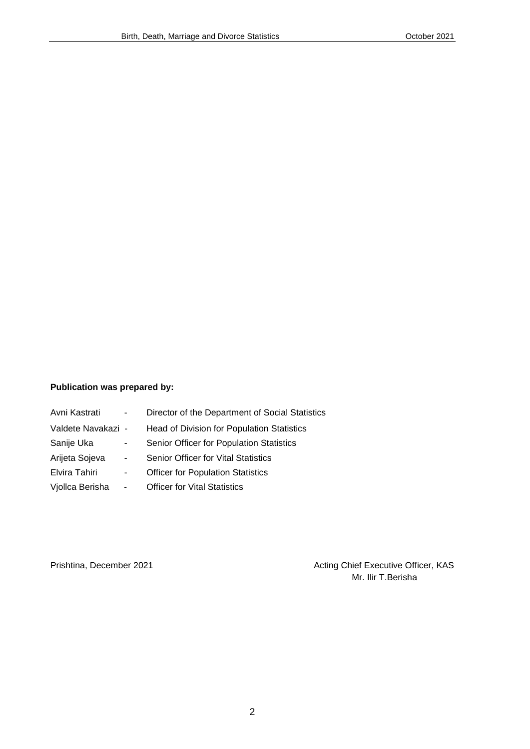**Publication was prepared by:**

Avni Kastrati - Director of the Department of Social Statistics

Valdete Navakazi - Head of Division for Population Statistics

Sanije Uka - Senior Officer for Population Statistics

Arijeta Sojeva - Senior Officer for Vital Statistics

Elvira Tahiri - Officer for Population Statistics

Vjollca Berisha - Officer for Vital Statistics

Prishtina, December 2021

Acting Chief Executive Officer, KAS

Mr. Ilir T.Berisha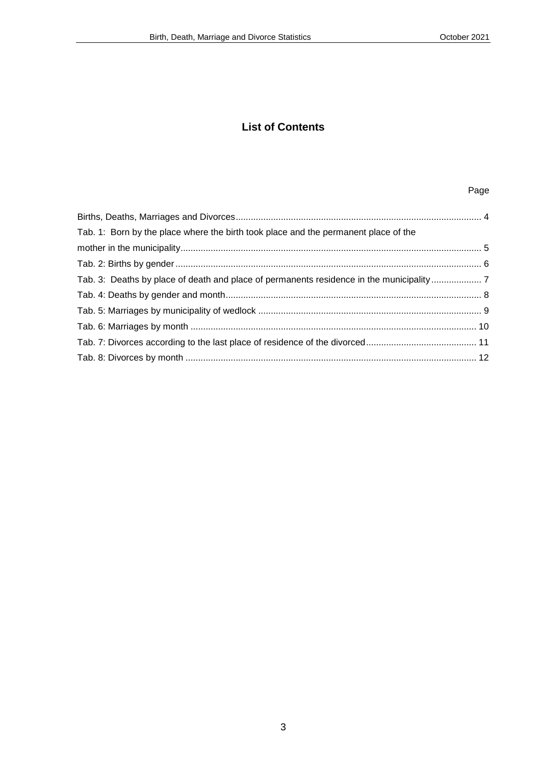# List of Contents

Page

Births, Deaths, Marriages and Divorces ........ 4

Tab. 1: Born by the place where the birth took place and the permanent place of the mother in the municipality ........ 5

Tab. 2: Births by gender ........ 6

Tab. 3: Deaths by place of death and place of permanents residence in the municipality ........ 7

Tab. 4: Deaths by gender and month ........ 8

Tab. 5: Marriages by municipality of wedlock ........ 9

Tab. 6: Marriages by month ........ 10

Tab. 7: Divorces according to the last place of residence of the divorced ........ 11

Tab. 8: Divorces by month ........ 12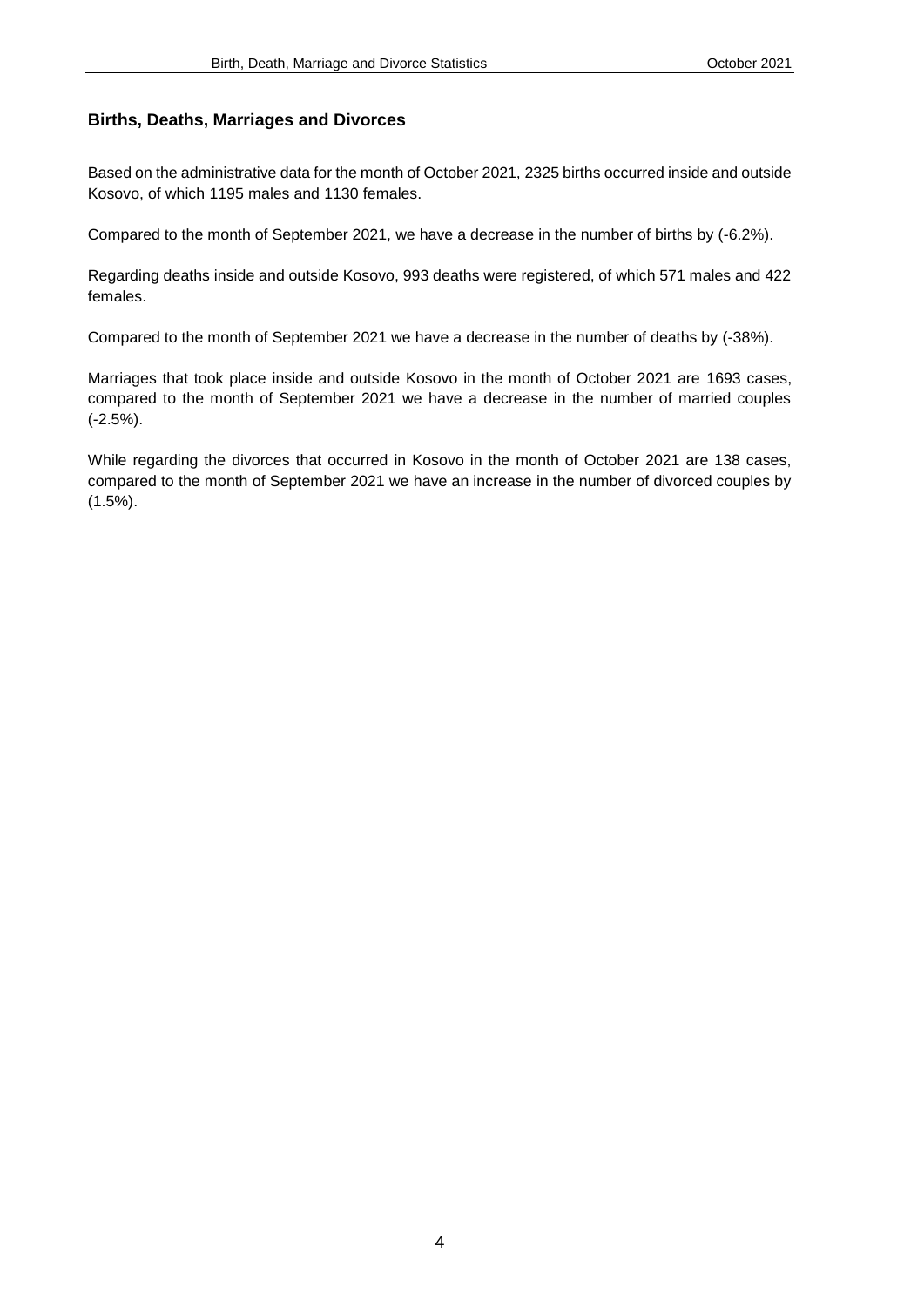## Births, Deaths, Marriages and Divorces

Based on the administrative data for the month of October 2021, 2325 births occurred inside and outside Kosovo, of which 1195 males and 1130 females.

Compared to the month of September 2021, we have a decrease in the number of births by (-6.2%).

Regarding deaths inside and outside Kosovo, 993 deaths were registered, of which 571 males and 422 females.

Compared to the month of September 2021 we have a decrease in the number of deaths by (-38%).

Marriages that took place inside and outside Kosovo in the month of October 2021 are 1693 cases, compared to the month of September 2021 we have a decrease in the number of married couples (-2.5%).

While regarding the divorces that occurred in Kosovo in the month of October 2021 are 138 cases, compared to the month of September 2021 we have an increase in the number of divorced couples by (1.5%).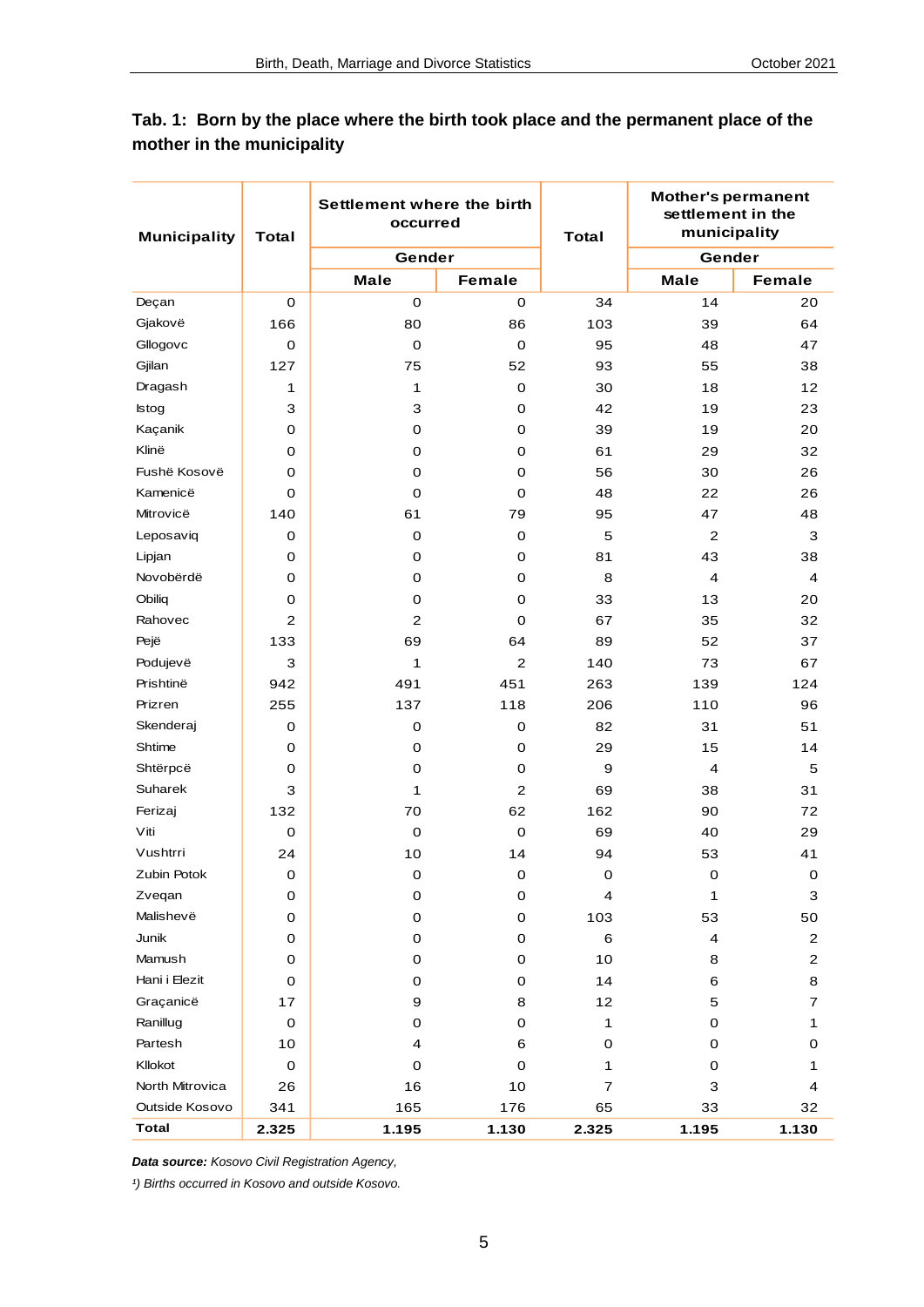## Tab. 1: Born by the place where the birth took place and the permanent place of the mother in the municipality

| Municipality | Total | Settlement where the birth occurred | | Total | Mother's permanent settlement in the municipality | |
|---|---|---|---|---|---|---|
| | | Gender | | | Gender | |
| | | Male | Female | | Male | Female |
| Deçan | 0 | 0 | 0 | 34 | 14 | 20 |
| Gjakovë | 166 | 80 | 86 | 103 | 39 | 64 |
| Gllogovc | 0 | 0 | 0 | 95 | 48 | 47 |
| Gjilan | 127 | 75 | 52 | 93 | 55 | 38 |
| Dragash | 1 | 1 | 0 | 30 | 18 | 12 |
| Istog | 3 | 3 | 0 | 42 | 19 | 23 |
| Kaçanik | 0 | 0 | 0 | 39 | 19 | 20 |
| Klinë | 0 | 0 | 0 | 61 | 29 | 32 |
| Fushë Kosovë | 0 | 0 | 0 | 56 | 30 | 26 |
| Kamenicë | 0 | 0 | 0 | 48 | 22 | 26 |
| Mitrovicë | 140 | 61 | 79 | 95 | 47 | 48 |
| Leposaviq | 0 | 0 | 0 | 5 | 2 | 3 |
| Lipjan | 0 | 0 | 0 | 81 | 43 | 38 |
| Novobërdë | 0 | 0 | 0 | 8 | 4 | 4 |
| Obiliq | 0 | 0 | 0 | 33 | 13 | 20 |
| Rahovec | 2 | 2 | 0 | 67 | 35 | 32 |
| Pejë | 133 | 69 | 64 | 89 | 52 | 37 |
| Podujevë | 3 | 1 | 2 | 140 | 73 | 67 |
| Prishtinë | 942 | 491 | 451 | 263 | 139 | 124 |
| Prizren | 255 | 137 | 118 | 206 | 110 | 96 |
| Skenderaj | 0 | 0 | 0 | 82 | 31 | 51 |
| Shtime | 0 | 0 | 0 | 29 | 15 | 14 |
| Shtërpcë | 0 | 0 | 0 | 9 | 4 | 5 |
| Suharek | 3 | 1 | 2 | 69 | 38 | 31 |
| Ferizaj | 132 | 70 | 62 | 162 | 90 | 72 |
| Viti | 0 | 0 | 0 | 69 | 40 | 29 |
| Vushtrri | 24 | 10 | 14 | 94 | 53 | 41 |
| Zubin Potok | 0 | 0 | 0 | 0 | 0 | 0 |
| Zveqan | 0 | 0 | 0 | 4 | 1 | 3 |
| Malishevë | 0 | 0 | 0 | 103 | 53 | 50 |
| Junik | 0 | 0 | 0 | 6 | 4 | 2 |
| Mamush | 0 | 0 | 0 | 10 | 8 | 2 |
| Hani i Elezit | 0 | 0 | 0 | 14 | 6 | 8 |
| Graçanicë | 17 | 9 | 8 | 12 | 5 | 7 |
| Ranillug | 0 | 0 | 0 | 1 | 0 | 1 |
| Partesh | 10 | 4 | 6 | 0 | 0 | 0 |
| Kllokot | 0 | 0 | 0 | 1 | 0 | 1 |
| North Mitrovica | 26 | 16 | 10 | 7 | 3 | 4 |
| Outside Kosovo | 341 | 165 | 176 | 65 | 33 | 32 |
| **Total** | **2.325** | **1.195** | **1.130** | **2.325** | **1.195** | **1.130** |

***Data source:*** *Kosovo Civil Registration Agency,*

*¹) Births occurred in Kosovo and outside Kosovo.*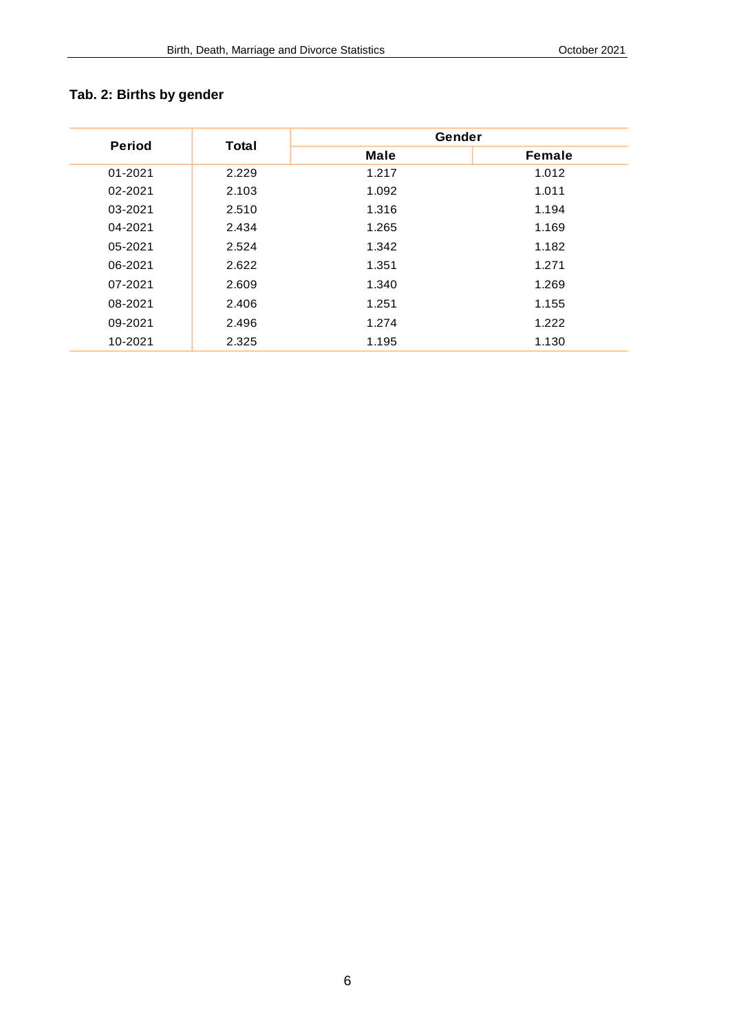**Tab. 2: Births by gender**

| Period | Total | Gender | |
|---|---|---|---|
| | | Male | Female |
| 01-2021 | 2.229 | 1.217 | 1.012 |
| 02-2021 | 2.103 | 1.092 | 1.011 |
| 03-2021 | 2.510 | 1.316 | 1.194 |
| 04-2021 | 2.434 | 1.265 | 1.169 |
| 05-2021 | 2.524 | 1.342 | 1.182 |
| 06-2021 | 2.622 | 1.351 | 1.271 |
| 07-2021 | 2.609 | 1.340 | 1.269 |
| 08-2021 | 2.406 | 1.251 | 1.155 |
| 09-2021 | 2.496 | 1.274 | 1.222 |
| 10-2021 | 2.325 | 1.195 | 1.130 |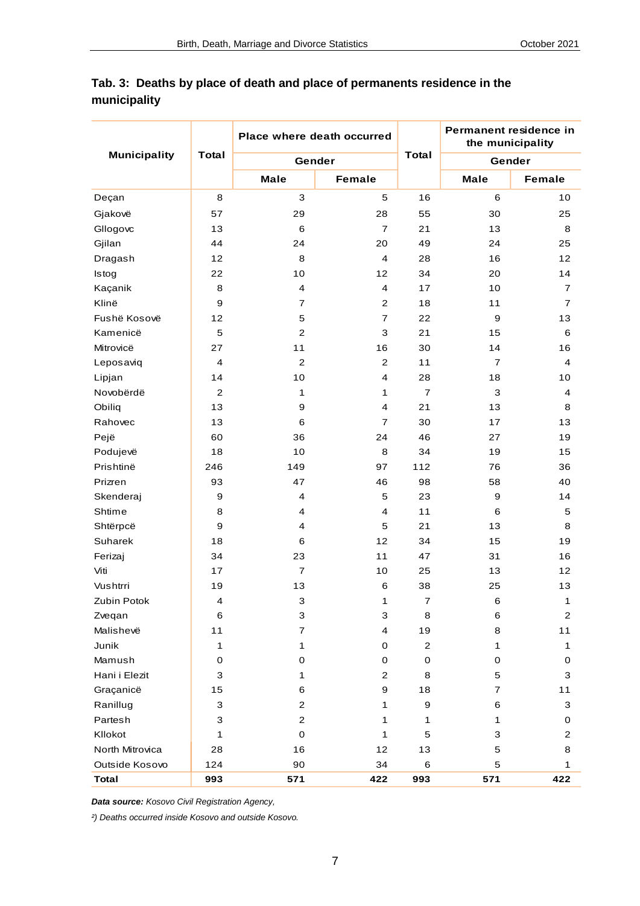**Tab. 3: Deaths by place of death and place of permanents residence in the municipality**

| Municipality | Total | Place where death occurred | | Total | Permanent residence in the municipality | |
|---|---|---|---|---|---|---|
| | | Gender | | | Gender | |
| | | Male | Female | | Male | Female |
| Deçan | 8 | 3 | 5 | 16 | 6 | 10 |
| Gjakovë | 57 | 29 | 28 | 55 | 30 | 25 |
| Gllogovc | 13 | 6 | 7 | 21 | 13 | 8 |
| Gjilan | 44 | 24 | 20 | 49 | 24 | 25 |
| Dragash | 12 | 8 | 4 | 28 | 16 | 12 |
| Istog | 22 | 10 | 12 | 34 | 20 | 14 |
| Kaçanik | 8 | 4 | 4 | 17 | 10 | 7 |
| Klinë | 9 | 7 | 2 | 18 | 11 | 7 |
| Fushë Kosovë | 12 | 5 | 7 | 22 | 9 | 13 |
| Kamenicë | 5 | 2 | 3 | 21 | 15 | 6 |
| Mitrovicë | 27 | 11 | 16 | 30 | 14 | 16 |
| Leposaviq | 4 | 2 | 2 | 11 | 7 | 4 |
| Lipjan | 14 | 10 | 4 | 28 | 18 | 10 |
| Novobërdë | 2 | 1 | 1 | 7 | 3 | 4 |
| Obiliq | 13 | 9 | 4 | 21 | 13 | 8 |
| Rahovec | 13 | 6 | 7 | 30 | 17 | 13 |
| Pejë | 60 | 36 | 24 | 46 | 27 | 19 |
| Podujevë | 18 | 10 | 8 | 34 | 19 | 15 |
| Prishtinë | 246 | 149 | 97 | 112 | 76 | 36 |
| Prizren | 93 | 47 | 46 | 98 | 58 | 40 |
| Skenderaj | 9 | 4 | 5 | 23 | 9 | 14 |
| Shtime | 8 | 4 | 4 | 11 | 6 | 5 |
| Shtërpcë | 9 | 4 | 5 | 21 | 13 | 8 |
| Suharek | 18 | 6 | 12 | 34 | 15 | 19 |
| Ferizaj | 34 | 23 | 11 | 47 | 31 | 16 |
| Viti | 17 | 7 | 10 | 25 | 13 | 12 |
| Vushtrri | 19 | 13 | 6 | 38 | 25 | 13 |
| Zubin Potok | 4 | 3 | 1 | 7 | 6 | 1 |
| Zveqan | 6 | 3 | 3 | 8 | 6 | 2 |
| Malishevë | 11 | 7 | 4 | 19 | 8 | 11 |
| Junik | 1 | 1 | 0 | 2 | 1 | 1 |
| Mamush | 0 | 0 | 0 | 0 | 0 | 0 |
| Hani i Elezit | 3 | 1 | 2 | 8 | 5 | 3 |
| Graçanicë | 15 | 6 | 9 | 18 | 7 | 11 |
| Ranillug | 3 | 2 | 1 | 9 | 6 | 3 |
| Partesh | 3 | 2 | 1 | 1 | 1 | 0 |
| Kllokot | 1 | 0 | 1 | 5 | 3 | 2 |
| North Mitrovica | 28 | 16 | 12 | 13 | 5 | 8 |
| Outside Kosovo | 124 | 90 | 34 | 6 | 5 | 1 |
| **Total** | **993** | **571** | **422** | **993** | **571** | **422** |

***Data source:*** *Kosovo Civil Registration Agency,*

*²) Deaths occurred inside Kosovo and outside Kosovo.*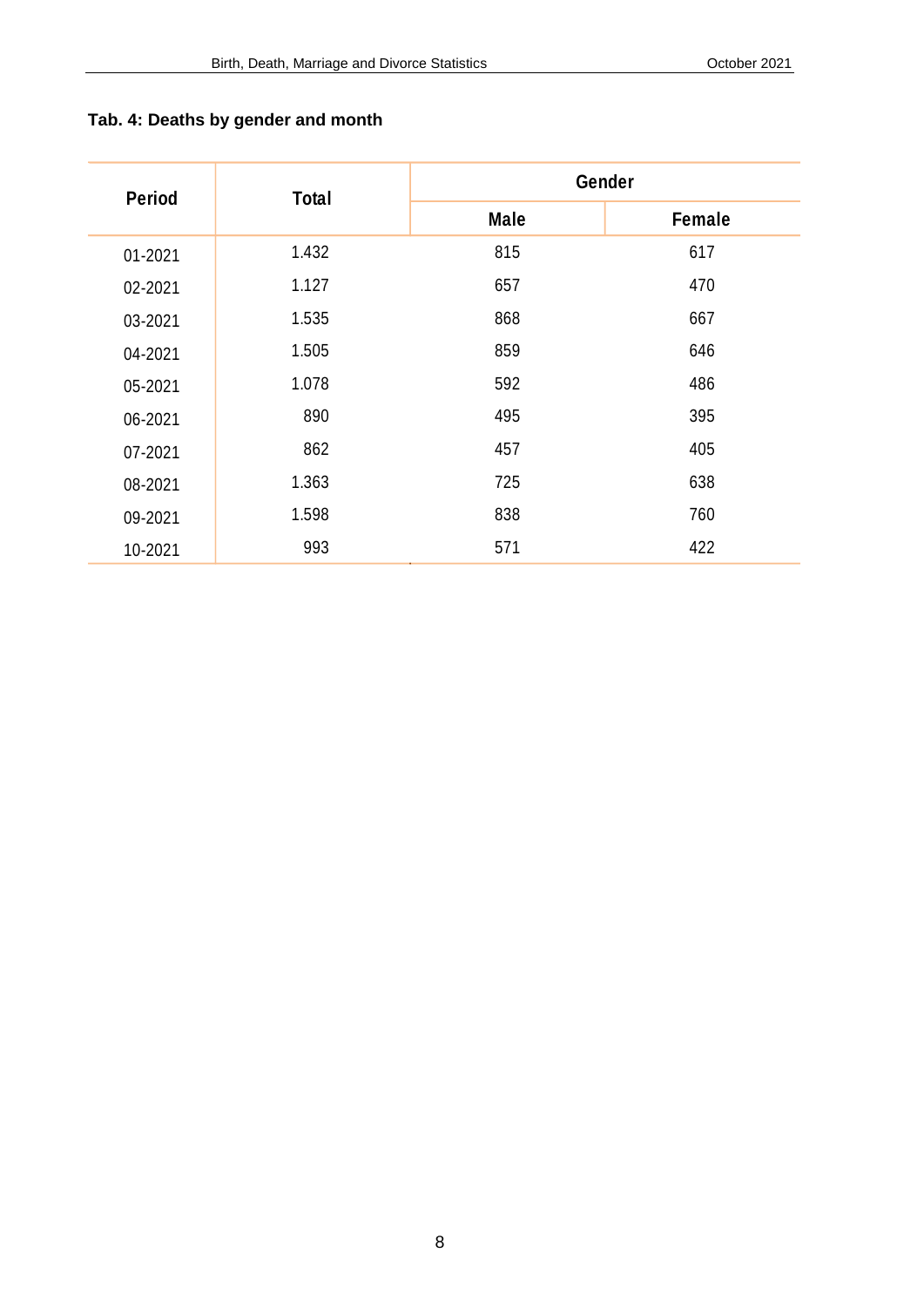**Tab. 4: Deaths by gender and month**

| Period | Total | Gender | |
|---|---|---|---|
| | | Male | Female |
| 01-2021 | 1.432 | 815 | 617 |
| 02-2021 | 1.127 | 657 | 470 |
| 03-2021 | 1.535 | 868 | 667 |
| 04-2021 | 1.505 | 859 | 646 |
| 05-2021 | 1.078 | 592 | 486 |
| 06-2021 | 890 | 495 | 395 |
| 07-2021 | 862 | 457 | 405 |
| 08-2021 | 1.363 | 725 | 638 |
| 09-2021 | 1.598 | 838 | 760 |
| 10-2021 | 993 | 571 | 422 |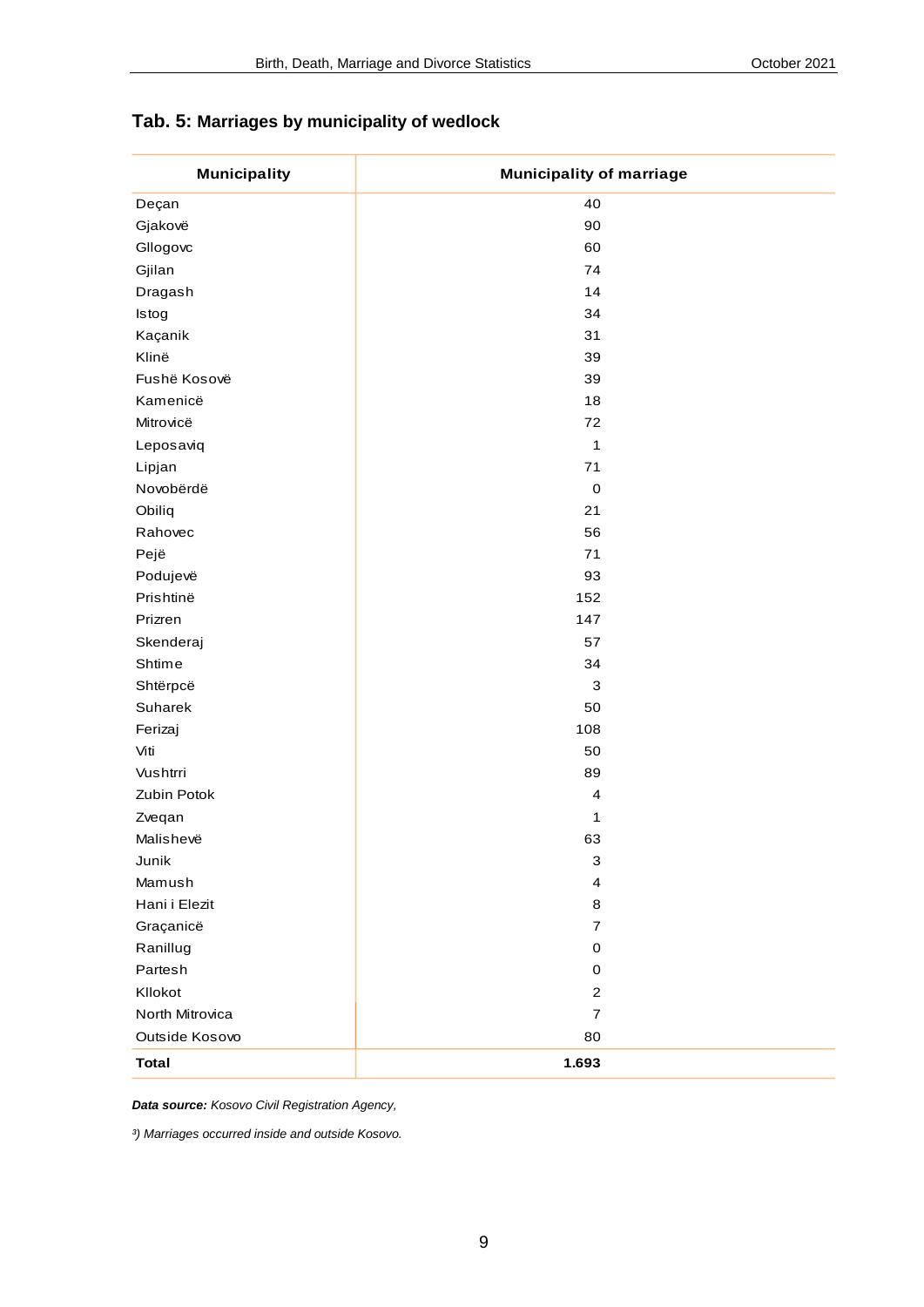**Tab. 5: Marriages by municipality of wedlock**

| Municipality | Municipality of marriage |
|---|---|
| Deçan | 40 |
| Gjakovë | 90 |
| Gllogovc | 60 |
| Gjilan | 74 |
| Dragash | 14 |
| Istog | 34 |
| Kaçanik | 31 |
| Klinë | 39 |
| Fushë Kosovë | 39 |
| Kamenicë | 18 |
| Mitrovicë | 72 |
| Leposaviq | 1 |
| Lipjan | 71 |
| Novobërdë | 0 |
| Obiliq | 21 |
| Rahovec | 56 |
| Pejë | 71 |
| Podujevë | 93 |
| Prishtinë | 152 |
| Prizren | 147 |
| Skenderaj | 57 |
| Shtime | 34 |
| Shtërpcë | 3 |
| Suharek | 50 |
| Ferizaj | 108 |
| Viti | 50 |
| Vushtrri | 89 |
| Zubin Potok | 4 |
| Zveqan | 1 |
| Malishevë | 63 |
| Junik | 3 |
| Mamush | 4 |
| Hani i Elezit | 8 |
| Graçanicë | 7 |
| Ranillug | 0 |
| Partesh | 0 |
| Kllokot | 2 |
| North Mitrovica | 7 |
| Outside Kosovo | 80 |
| **Total** | **1.693** |

***Data source:*** *Kosovo Civil Registration Agency,*

*³) Marriages occurred inside and outside Kosovo.*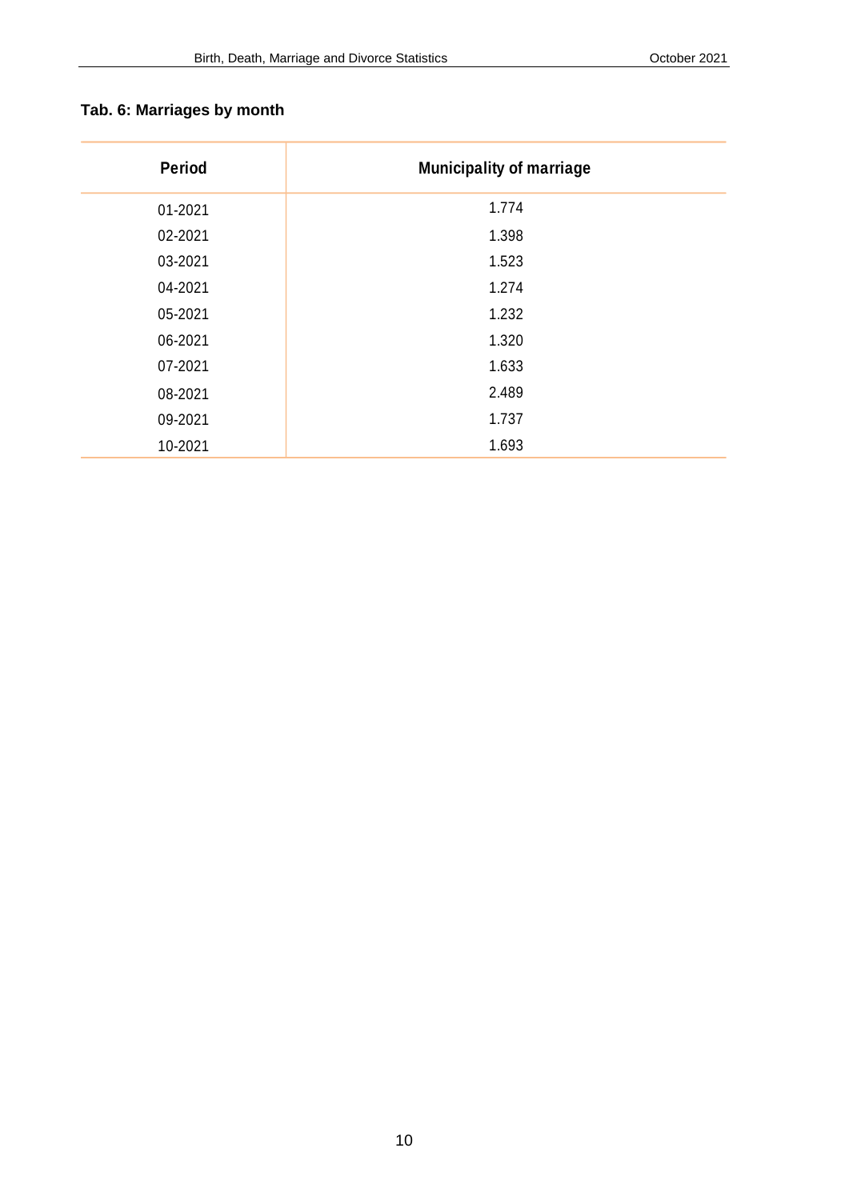**Tab. 6: Marriages by month**

| Period | Municipality of marriage |
| --- | --- |
| 01-2021 | 1.774 |
| 02-2021 | 1.398 |
| 03-2021 | 1.523 |
| 04-2021 | 1.274 |
| 05-2021 | 1.232 |
| 06-2021 | 1.320 |
| 07-2021 | 1.633 |
| 08-2021 | 2.489 |
| 09-2021 | 1.737 |
| 10-2021 | 1.693 |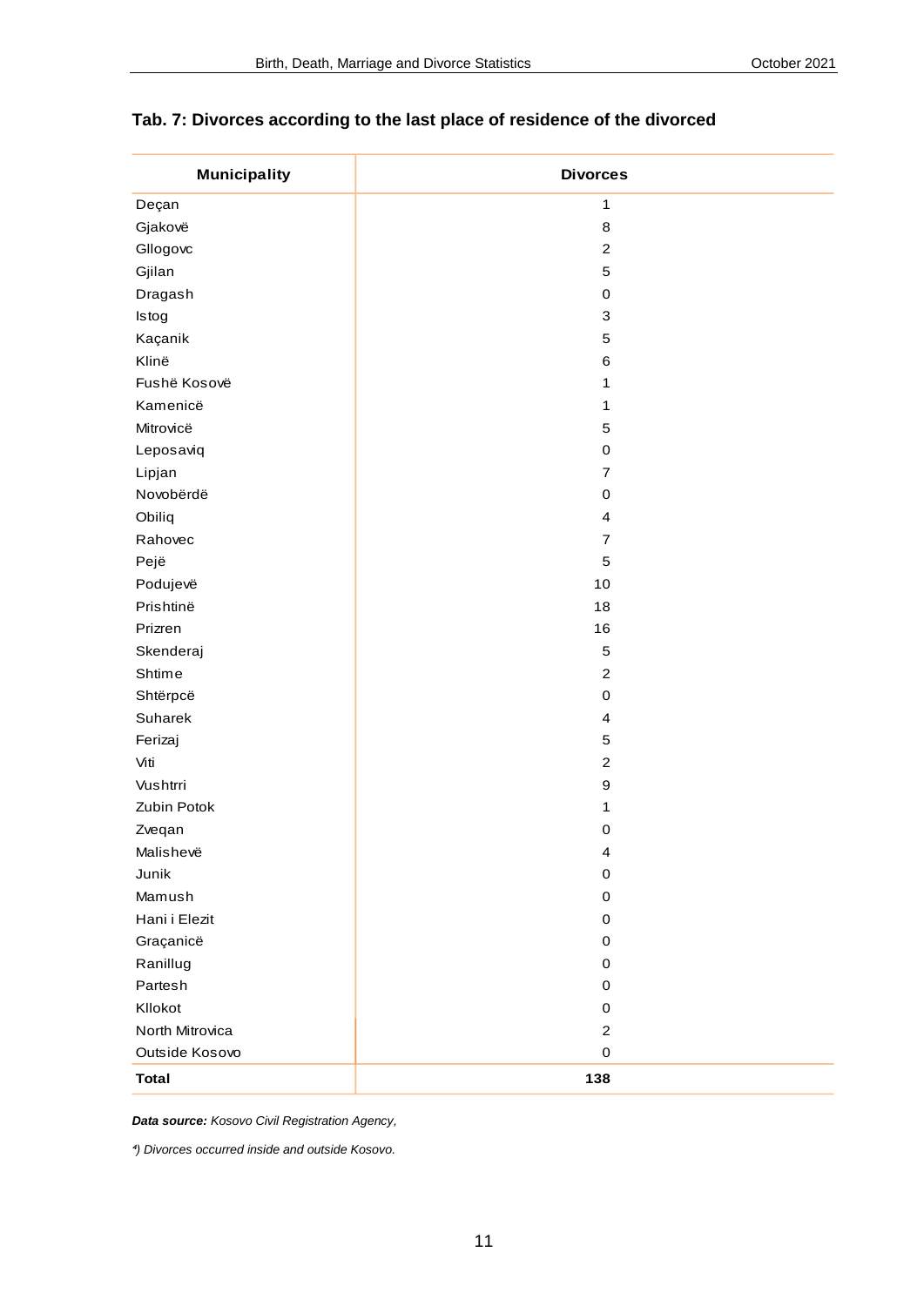### Tab. 7: Divorces according to the last place of residence of the divorced

| Municipality | Divorces |
|---|---|
| Deçan | 1 |
| Gjakovë | 8 |
| Gllogovc | 2 |
| Gjilan | 5 |
| Dragash | 0 |
| Istog | 3 |
| Kaçanik | 5 |
| Klinë | 6 |
| Fushë Kosovë | 1 |
| Kamenicë | 1 |
| Mitrovicë | 5 |
| Leposaviq | 0 |
| Lipjan | 7 |
| Novobërdë | 0 |
| Obiliq | 4 |
| Rahovec | 7 |
| Pejë | 5 |
| Podujevë | 10 |
| Prishtinë | 18 |
| Prizren | 16 |
| Skenderaj | 5 |
| Shtime | 2 |
| Shtërpcë | 0 |
| Suharek | 4 |
| Ferizaj | 5 |
| Viti | 2 |
| Vushtrri | 9 |
| Zubin Potok | 1 |
| Zveqan | 0 |
| Malishevë | 4 |
| Junik | 0 |
| Mamush | 0 |
| Hani i Elezit | 0 |
| Graçanicë | 0 |
| Ranillug | 0 |
| Partesh | 0 |
| Kllokot | 0 |
| North Mitrovica | 2 |
| Outside Kosovo | 0 |
| **Total** | **138** |

***Data source:*** *Kosovo Civil Registration Agency,*

*⁴) Divorces occurred inside and outside Kosovo.*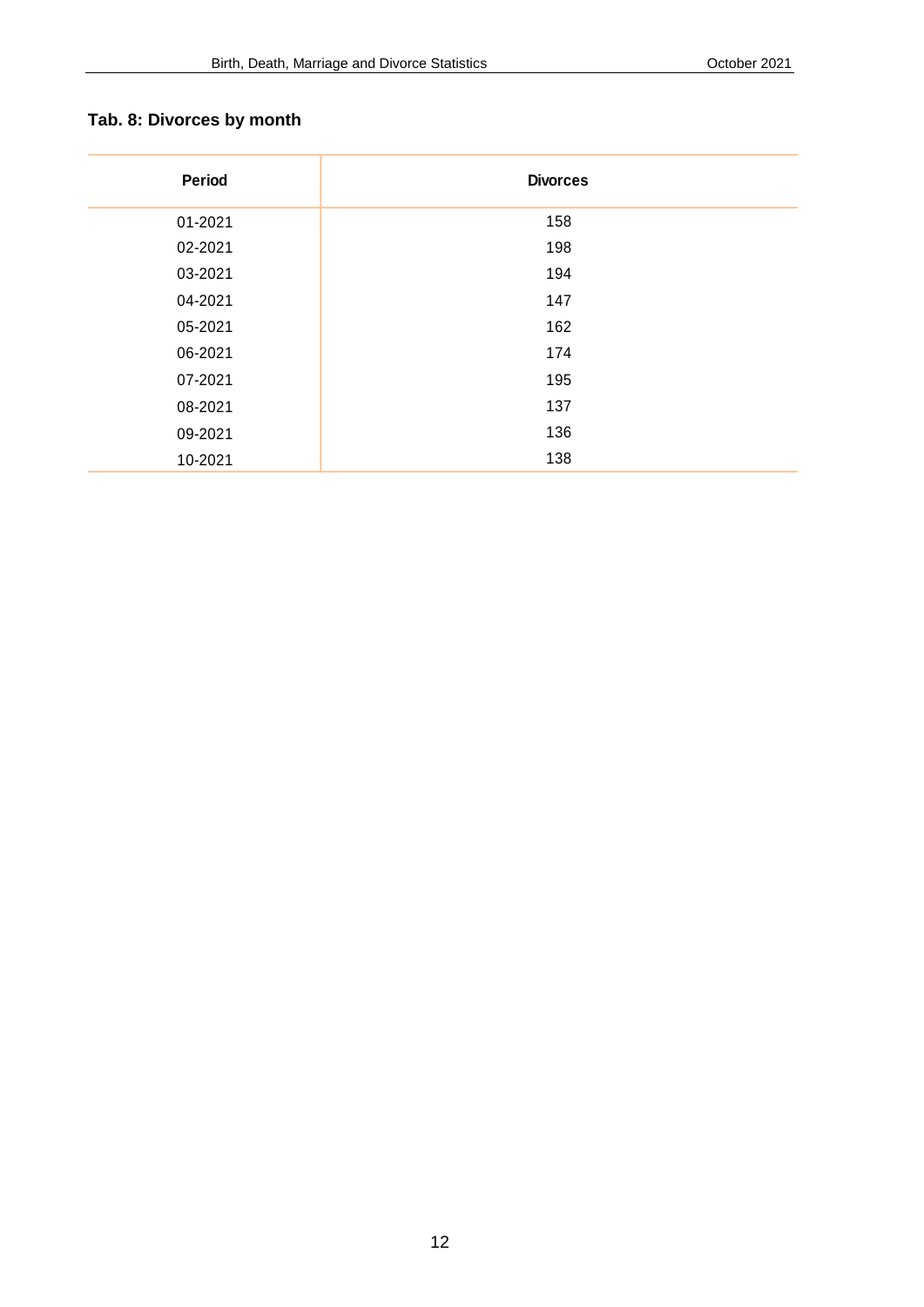### Tab. 8: Divorces by month

| Period | Divorces |
|---|---|
| 01-2021 | 158 |
| 02-2021 | 198 |
| 03-2021 | 194 |
| 04-2021 | 147 |
| 05-2021 | 162 |
| 06-2021 | 174 |
| 07-2021 | 195 |
| 08-2021 | 137 |
| 09-2021 | 136 |
| 10-2021 | 138 |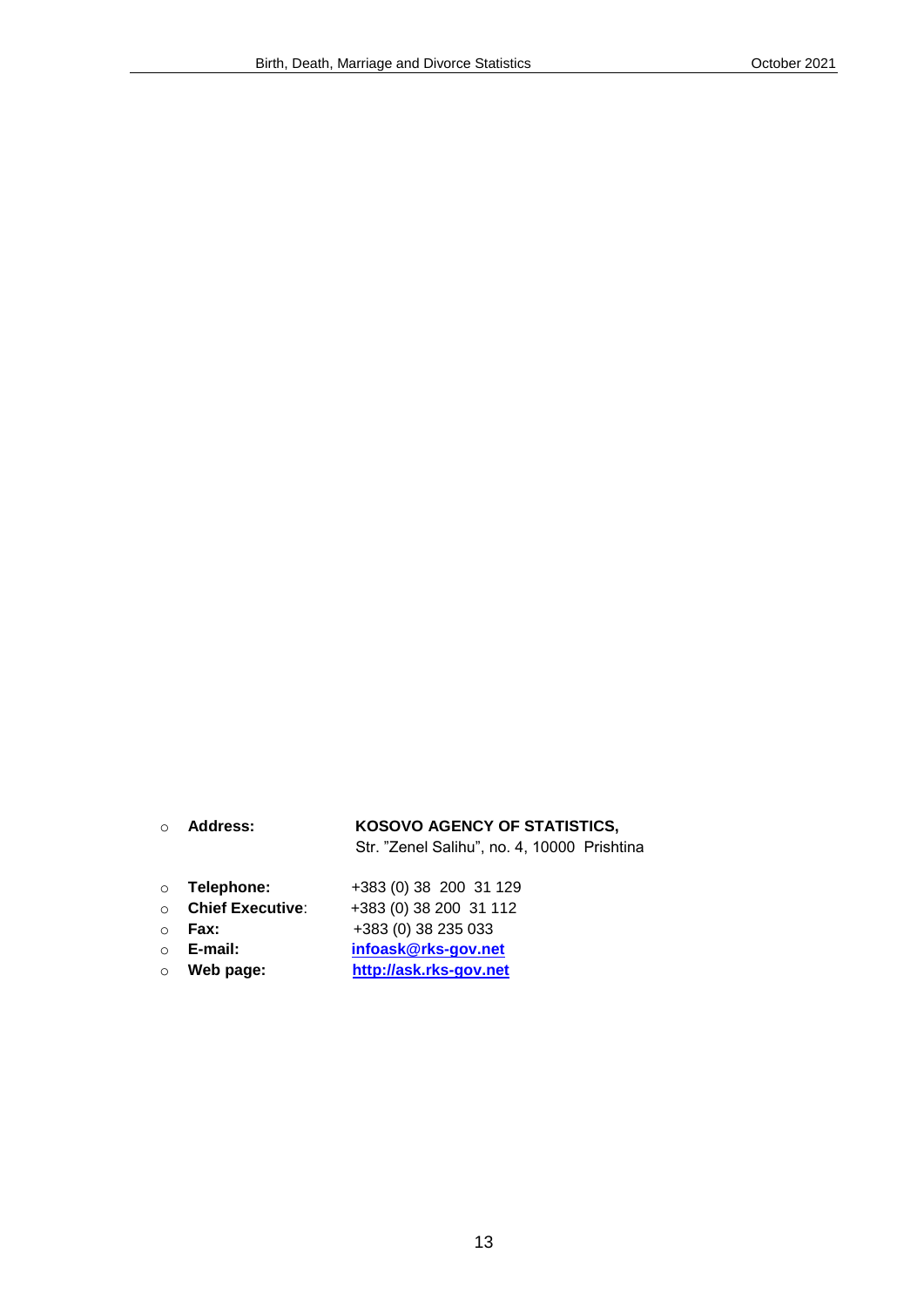- **Address:** **KOSOVO AGENCY OF STATISTICS,**
  Str. "Zenel Salihu", no. 4, 10000 Prishtina

- **Telephone:** +383 (0) 38 200 31 129
- **Chief Executive**: +383 (0) 38 200 31 112
- **Fax:** +383 (0) 38 235 033
- **E-mail:** **infoask@rks-gov.net**
- **Web page:** **http://ask.rks-gov.net**